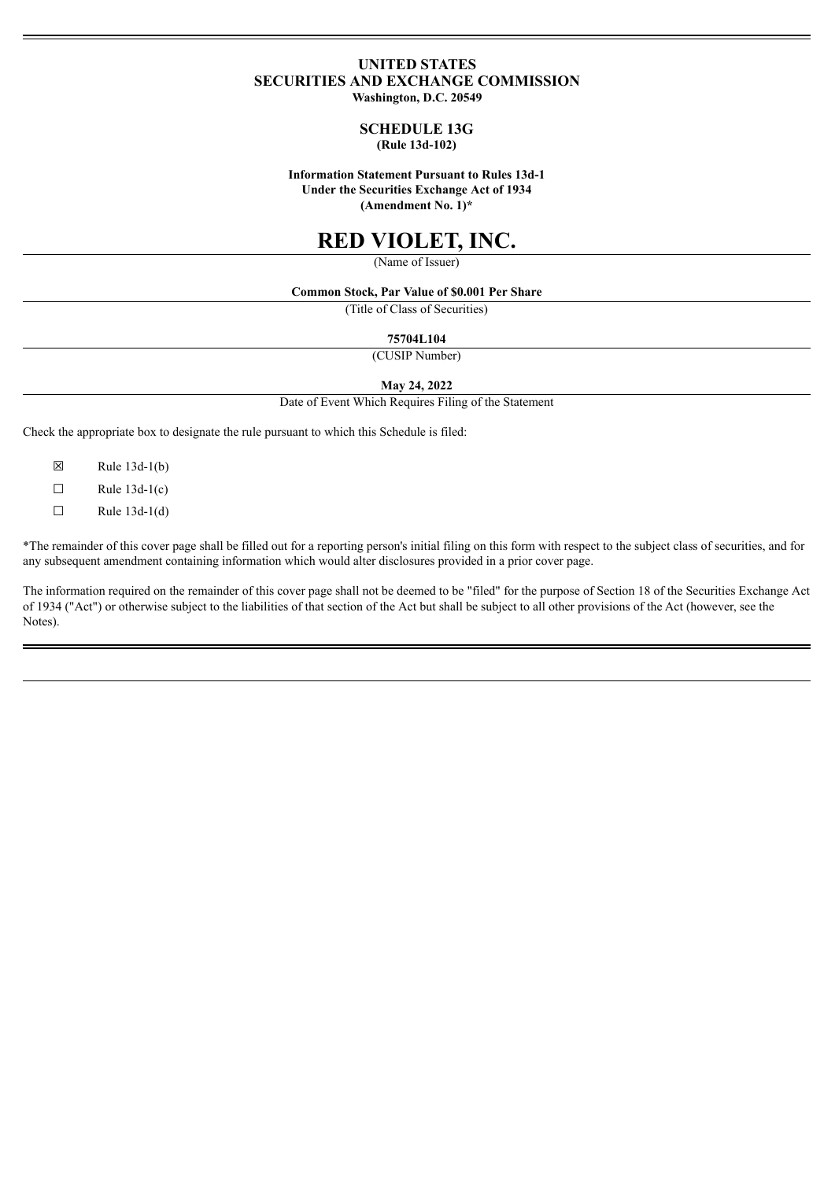**UNITED STATES**
**SECURITIES AND EXCHANGE COMMISSION**
**Washington, D.C. 20549**

**SCHEDULE 13G**
**(Rule 13d-102)**

**Information Statement Pursuant to Rules 13d-1**
**Under the Securities Exchange Act of 1934**
**(Amendment No. 1)***

# RED VIOLET, INC.

(Name of Issuer)

**Common Stock, Par Value of $0.001 Per Share**

(Title of Class of Securities)

**75704L104**

(CUSIP Number)

**May 24, 2022**

Date of Event Which Requires Filing of the Statement

Check the appropriate box to designate the rule pursuant to which this Schedule is filed:

☒ Rule 13d-1(b)

☐ Rule 13d-1(c)

☐ Rule 13d-1(d)

*The remainder of this cover page shall be filled out for a reporting person's initial filing on this form with respect to the subject class of securities, and for any subsequent amendment containing information which would alter disclosures provided in a prior cover page.

The information required on the remainder of this cover page shall not be deemed to be "filed" for the purpose of Section 18 of the Securities Exchange Act of 1934 ("Act") or otherwise subject to the liabilities of that section of the Act but shall be subject to all other provisions of the Act (however, see the Notes).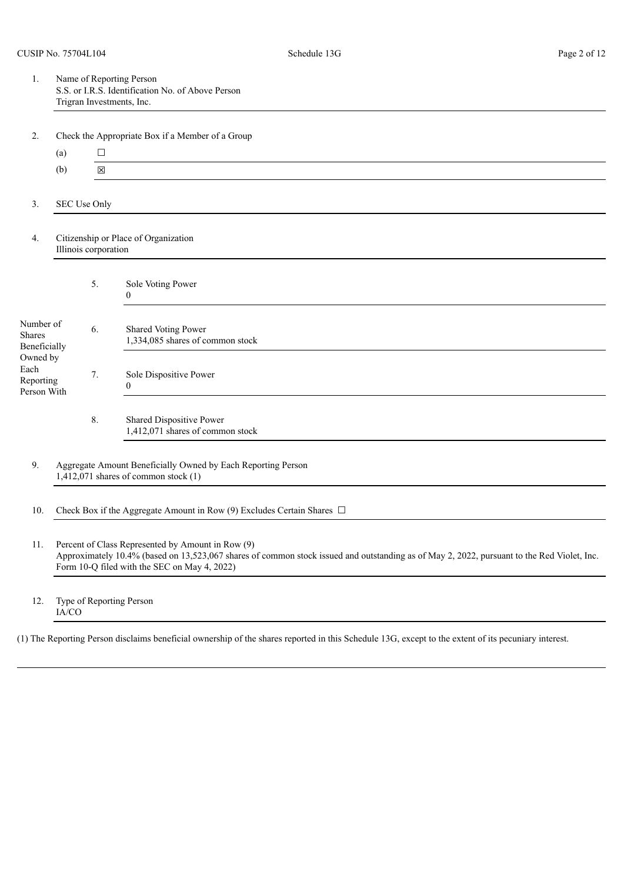CUSIP No. 75704L104 | Schedule 13G

| | | |
|---|---|---|
| 1. | Name of Reporting Person<br>S.S. or I.R.S. Identification No. of Above Person<br>Trigran Investments, Inc. | |
| 2. | Check the Appropriate Box if a Member of a Group<br>(a) ☐<br>(b) ☒ | |
| 3. | SEC Use Only | |
| 4. | Citizenship or Place of Organization<br>Illinois corporation | |
| Number of Shares Beneficially Owned by Each Reporting Person With | 5. | Sole Voting Power<br>0 |
| | 6. | Shared Voting Power<br>1,334,085 shares of common stock |
| | 7. | Sole Dispositive Power<br>0 |
| | 8. | Shared Dispositive Power<br>1,412,071 shares of common stock |
| 9. | Aggregate Amount Beneficially Owned by Each Reporting Person<br>1,412,071 shares of common stock (1) | |
| 10. | Check Box if the Aggregate Amount in Row (9) Excludes Certain Shares ☐ | |
| 11. | Percent of Class Represented by Amount in Row (9)<br>Approximately 10.4% (based on 13,523,067 shares of common stock issued and outstanding as of May 2, 2022, pursuant to the Red Violet, Inc. Form 10-Q filed with the SEC on May 4, 2022) | |
| 12. | Type of Reporting Person<br>IA/CO | |

(1) The Reporting Person disclaims beneficial ownership of the shares reported in this Schedule 13G, except to the extent of its pecuniary interest.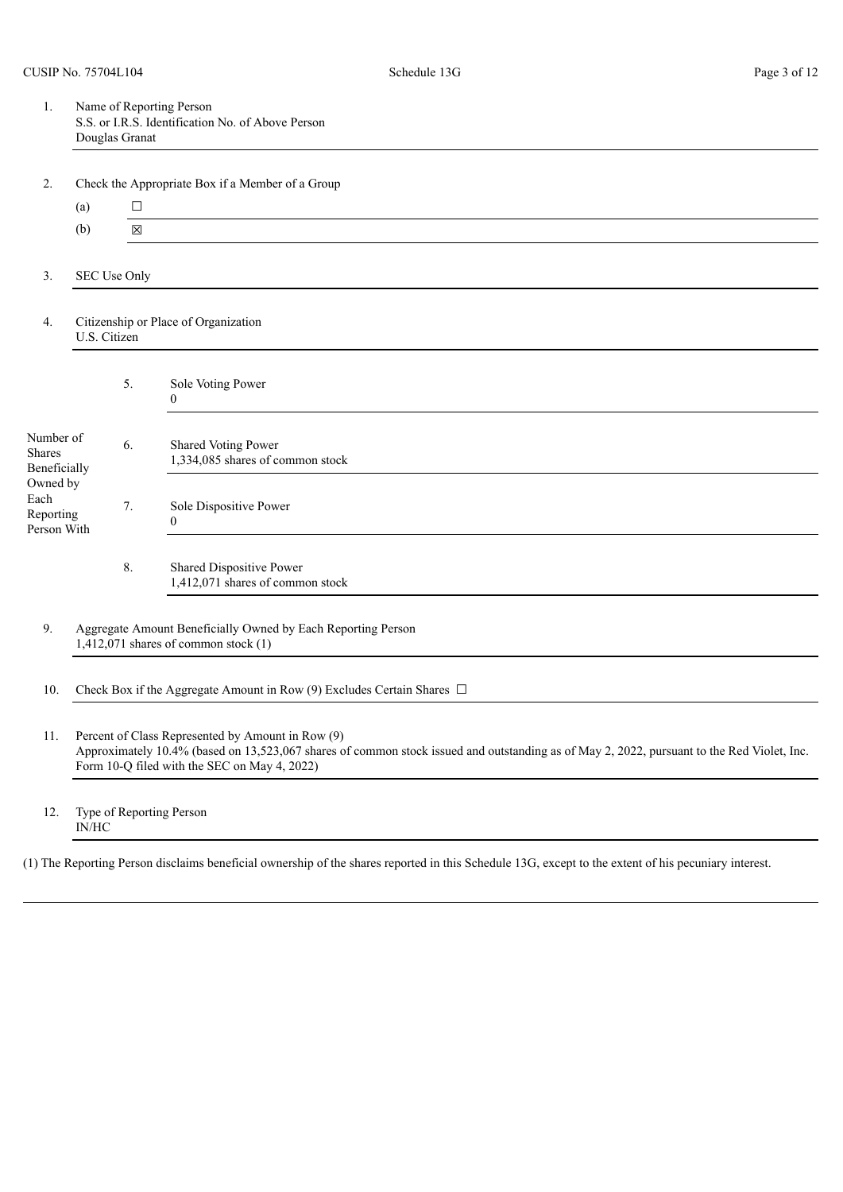CUSIP No. 75704L104

Schedule 13G

| | | | |
|---|---|---|---|
| 1. | Name of Reporting Person<br>S.S. or I.R.S. Identification No. of Above Person<br>Douglas Granat | | |
| 2. | Check the Appropriate Box if a Member of a Group<br>(a) ☐<br>(b) ☒ | | |
| 3. | SEC Use Only | | |
| 4. | Citizenship or Place of Organization<br>U.S. Citizen | | |
| Number of Shares Beneficially Owned by Each Reporting Person With | 5. | Sole Voting Power<br>0 | |
| | 6. | Shared Voting Power<br>1,334,085 shares of common stock | |
| | 7. | Sole Dispositive Power<br>0 | |
| | 8. | Shared Dispositive Power<br>1,412,071 shares of common stock | |
| 9. | Aggregate Amount Beneficially Owned by Each Reporting Person<br>1,412,071 shares of common stock (1) | | |
| 10. | Check Box if the Aggregate Amount in Row (9) Excludes Certain Shares ☐ | | |
| 11. | Percent of Class Represented by Amount in Row (9)<br>Approximately 10.4% (based on 13,523,067 shares of common stock issued and outstanding as of May 2, 2022, pursuant to the Red Violet, Inc. Form 10-Q filed with the SEC on May 4, 2022) | | |
| 12. | Type of Reporting Person<br>IN/HC | | |

(1) The Reporting Person disclaims beneficial ownership of the shares reported in this Schedule 13G, except to the extent of his pecuniary interest.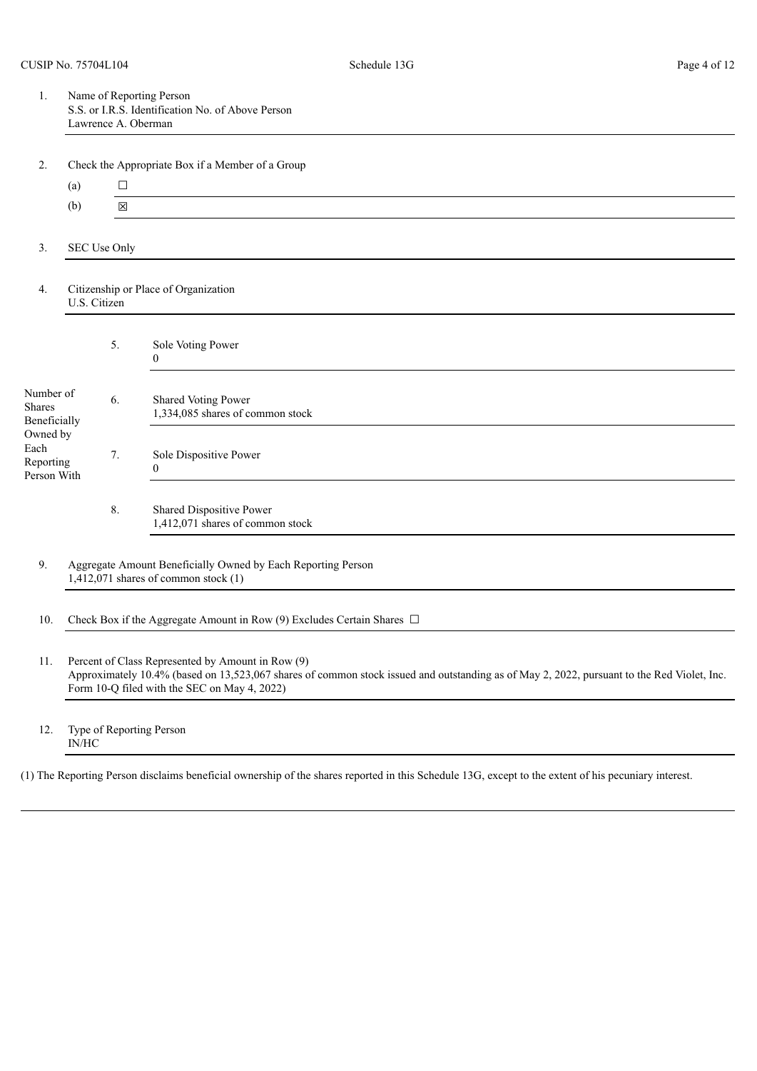CUSIP No. 75704L104

Schedule 13G

| | | | |
|---|---|---|---|
| 1. | Name of Reporting Person<br>S.S. or I.R.S. Identification No. of Above Person<br>Lawrence A. Oberman | | |
| 2. | Check the Appropriate Box if a Member of a Group<br>(a) ☐<br>(b) ☒ | | |
| 3. | SEC Use Only | | |
| 4. | Citizenship or Place of Organization<br>U.S. Citizen | | |
| Number of Shares Beneficially Owned by Each Reporting Person With | 5. | Sole Voting Power<br>0 | |
| | 6. | Shared Voting Power<br>1,334,085 shares of common stock | |
| | 7. | Sole Dispositive Power<br>0 | |
| | 8. | Shared Dispositive Power<br>1,412,071 shares of common stock | |
| 9. | Aggregate Amount Beneficially Owned by Each Reporting Person<br>1,412,071 shares of common stock (1) | | |
| 10. | Check Box if the Aggregate Amount in Row (9) Excludes Certain Shares ☐ | | |
| 11. | Percent of Class Represented by Amount in Row (9)<br>Approximately 10.4% (based on 13,523,067 shares of common stock issued and outstanding as of May 2, 2022, pursuant to the Red Violet, Inc. Form 10-Q filed with the SEC on May 4, 2022) | | |
| 12. | Type of Reporting Person<br>IN/HC | | |

(1) The Reporting Person disclaims beneficial ownership of the shares reported in this Schedule 13G, except to the extent of his pecuniary interest.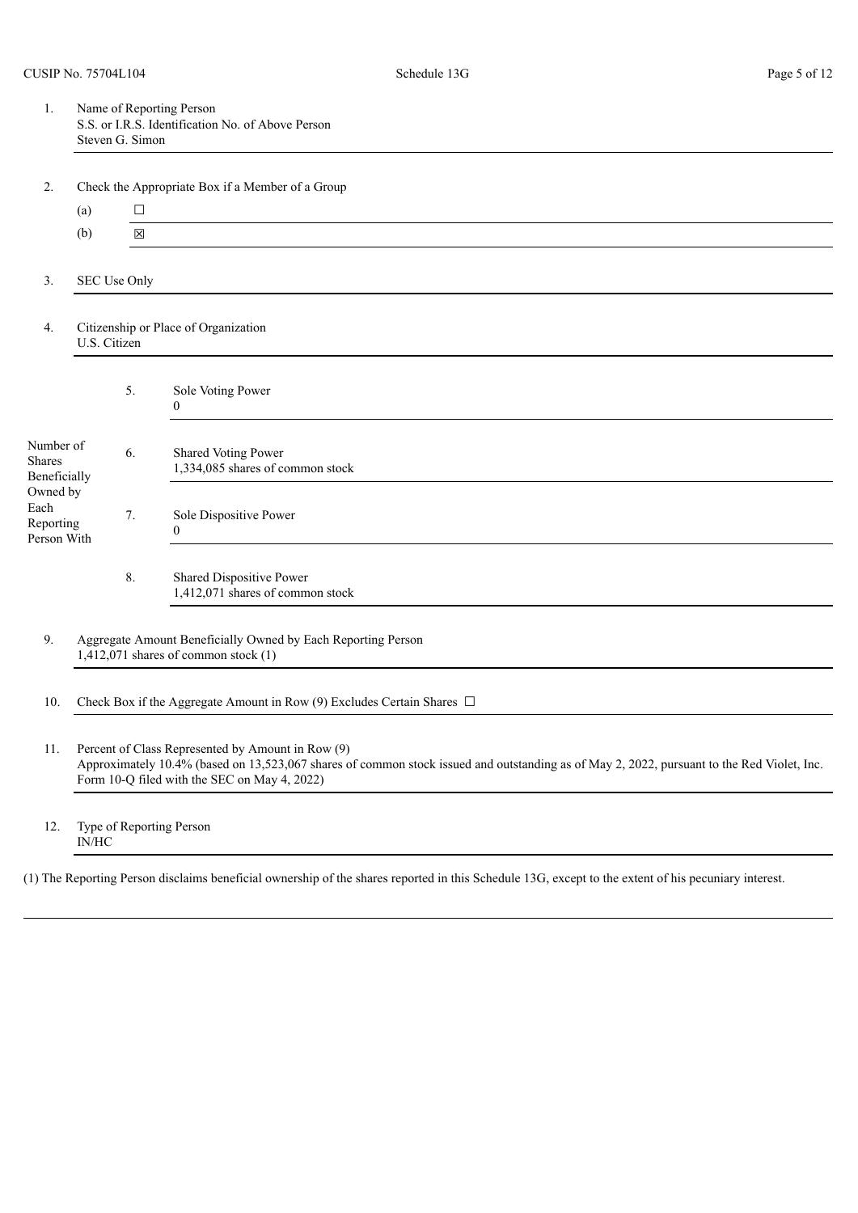CUSIP No. 75704L104

| | | |
|---|---|---|
| 1. | Name of Reporting Person<br>S.S. or I.R.S. Identification No. of Above Person<br>Steven G. Simon | |
| 2. | Check the Appropriate Box if a Member of a Group<br>(a) ☐<br>(b) ☒ | |
| 3. | SEC Use Only | |
| 4. | Citizenship or Place of Organization<br>U.S. Citizen | |

| Number of Shares Beneficially Owned by Each Reporting Person With | | |
|---|---|---|
| | 5. | Sole Voting Power<br>0 |
| | 6. | Shared Voting Power<br>1,334,085 shares of common stock |
| | 7. | Sole Dispositive Power<br>0 |
| | 8. | Shared Dispositive Power<br>1,412,071 shares of common stock |

| | |
|---|---|
| 9. | Aggregate Amount Beneficially Owned by Each Reporting Person<br>1,412,071 shares of common stock (1) |
| 10. | Check Box if the Aggregate Amount in Row (9) Excludes Certain Shares ☐ |
| 11. | Percent of Class Represented by Amount in Row (9)<br>Approximately 10.4% (based on 13,523,067 shares of common stock issued and outstanding as of May 2, 2022, pursuant to the Red Violet, Inc. Form 10-Q filed with the SEC on May 4, 2022) |
| 12. | Type of Reporting Person<br>IN/HC |

(1) The Reporting Person disclaims beneficial ownership of the shares reported in this Schedule 13G, except to the extent of his pecuniary interest.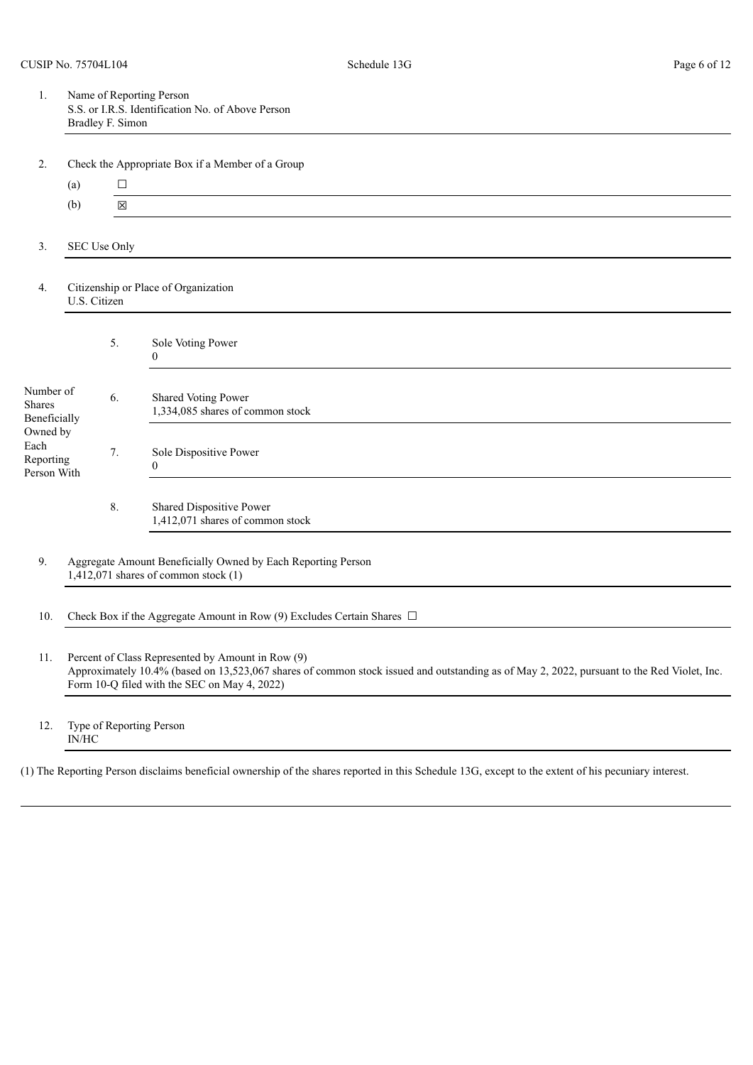CUSIP No. 75704L104

Schedule 13G

| | | | |
|---|---|---|---|
| 1. | Name of Reporting Person<br>S.S. or I.R.S. Identification No. of Above Person<br>Bradley F. Simon | | |
| 2. | Check the Appropriate Box if a Member of a Group<br>(a) ☐<br>(b) ☒ | | |
| 3. | SEC Use Only | | |
| 4. | Citizenship or Place of Organization<br>U.S. Citizen | | |
| Number of Shares Beneficially Owned by Each Reporting Person With | 5. | Sole Voting Power<br>0 | |
| | 6. | Shared Voting Power<br>1,334,085 shares of common stock | |
| | 7. | Sole Dispositive Power<br>0 | |
| | 8. | Shared Dispositive Power<br>1,412,071 shares of common stock | |
| 9. | Aggregate Amount Beneficially Owned by Each Reporting Person<br>1,412,071 shares of common stock (1) | | |
| 10. | Check Box if the Aggregate Amount in Row (9) Excludes Certain Shares ☐ | | |
| 11. | Percent of Class Represented by Amount in Row (9)<br>Approximately 10.4% (based on 13,523,067 shares of common stock issued and outstanding as of May 2, 2022, pursuant to the Red Violet, Inc. Form 10-Q filed with the SEC on May 4, 2022) | | |
| 12. | Type of Reporting Person<br>IN/HC | | |

(1) The Reporting Person disclaims beneficial ownership of the shares reported in this Schedule 13G, except to the extent of his pecuniary interest.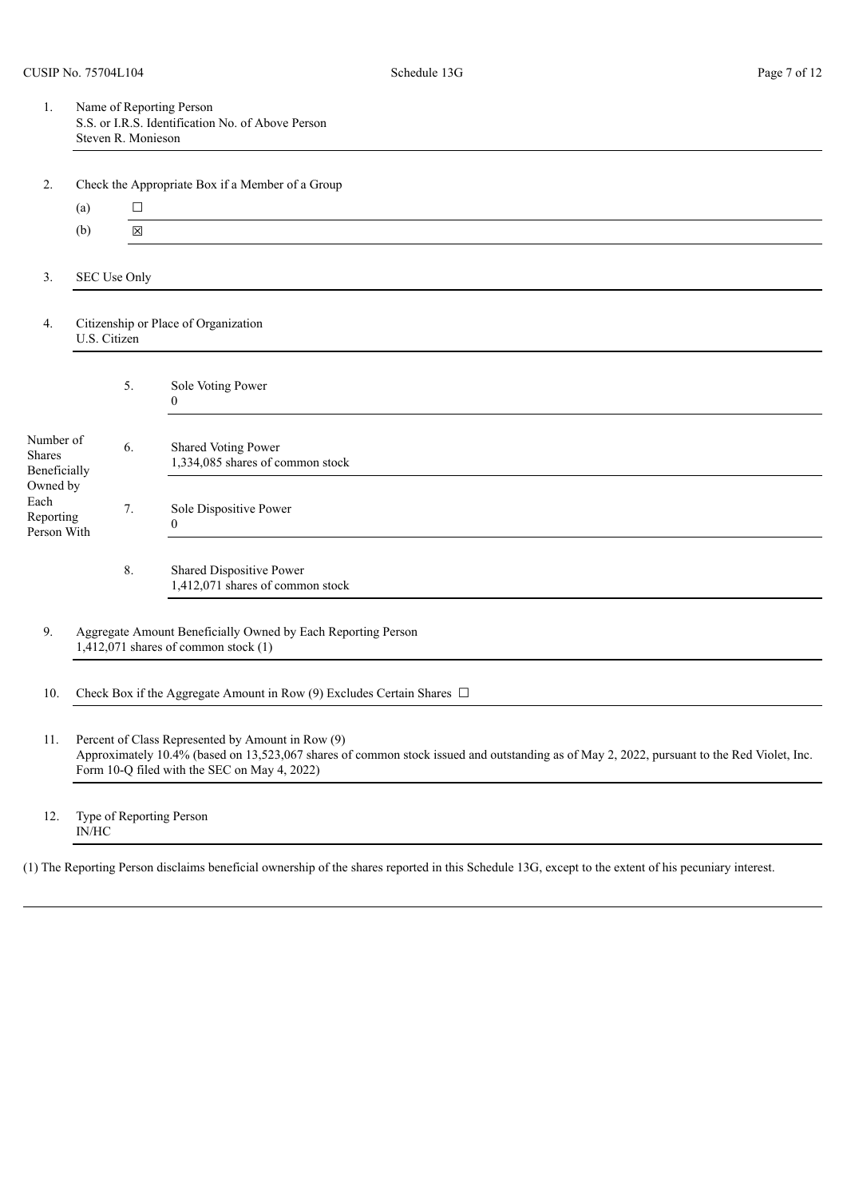CUSIP No. 75704L104

Schedule 13G

| | | |
|---|---|---|
| 1. | Name of Reporting Person<br>S.S. or I.R.S. Identification No. of Above Person<br>Steven R. Monieson | |
| 2. | Check the Appropriate Box if a Member of a Group<br>(a) ☐<br>(b) ☒ | |
| 3. | SEC Use Only | |
| 4. | Citizenship or Place of Organization<br>U.S. Citizen | |
| Number of Shares Beneficially Owned by Each Reporting Person With | 5. | Sole Voting Power<br>0 |
| | 6. | Shared Voting Power<br>1,334,085 shares of common stock |
| | 7. | Sole Dispositive Power<br>0 |
| | 8. | Shared Dispositive Power<br>1,412,071 shares of common stock |
| 9. | Aggregate Amount Beneficially Owned by Each Reporting Person<br>1,412,071 shares of common stock (1) | |
| 10. | Check Box if the Aggregate Amount in Row (9) Excludes Certain Shares ☐ | |
| 11. | Percent of Class Represented by Amount in Row (9)<br>Approximately 10.4% (based on 13,523,067 shares of common stock issued and outstanding as of May 2, 2022, pursuant to the Red Violet, Inc. Form 10-Q filed with the SEC on May 4, 2022) | |
| 12. | Type of Reporting Person<br>IN/HC | |

(1) The Reporting Person disclaims beneficial ownership of the shares reported in this Schedule 13G, except to the extent of his pecuniary interest.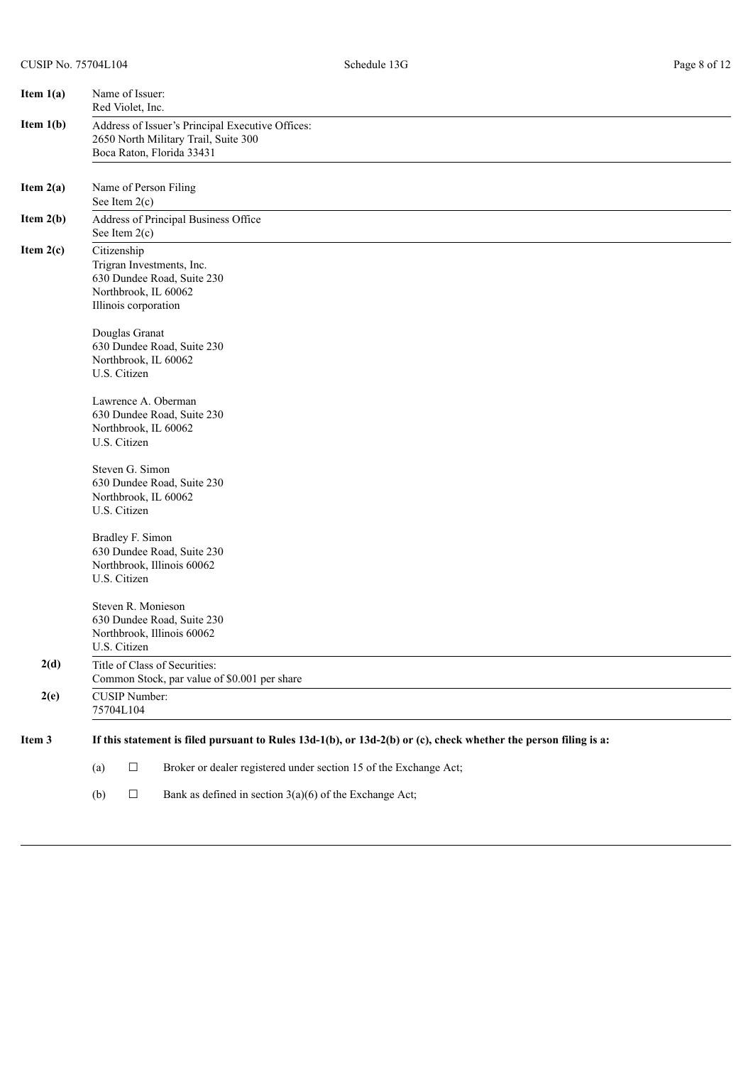**Item 1(a)** Name of Issuer:
Red Violet, Inc.

**Item 1(b)** Address of Issuer's Principal Executive Offices:
2650 North Military Trail, Suite 300
Boca Raton, Florida 33431

**Item 2(a)** Name of Person Filing
See Item 2(c)

**Item 2(b)** Address of Principal Business Office
See Item 2(c)

**Item 2(c)** Citizenship

Trigran Investments, Inc.
630 Dundee Road, Suite 230
Northbrook, IL 60062
Illinois corporation

Douglas Granat
630 Dundee Road, Suite 230
Northbrook, IL 60062
U.S. Citizen

Lawrence A. Oberman
630 Dundee Road, Suite 230
Northbrook, IL 60062
U.S. Citizen

Steven G. Simon
630 Dundee Road, Suite 230
Northbrook, IL 60062
U.S. Citizen

Bradley F. Simon
630 Dundee Road, Suite 230
Northbrook, Illinois 60062
U.S. Citizen

Steven R. Monieson
630 Dundee Road, Suite 230
Northbrook, Illinois 60062
U.S. Citizen

**2(d)** Title of Class of Securities:
Common Stock, par value of $0.001 per share

**2(e)** CUSIP Number:
75704L104

**Item 3** **If this statement is filed pursuant to Rules 13d-1(b), or 13d-2(b) or (c), check whether the person filing is a:**

(a) ☐ Broker or dealer registered under section 15 of the Exchange Act;

(b) ☐ Bank as defined in section 3(a)(6) of the Exchange Act;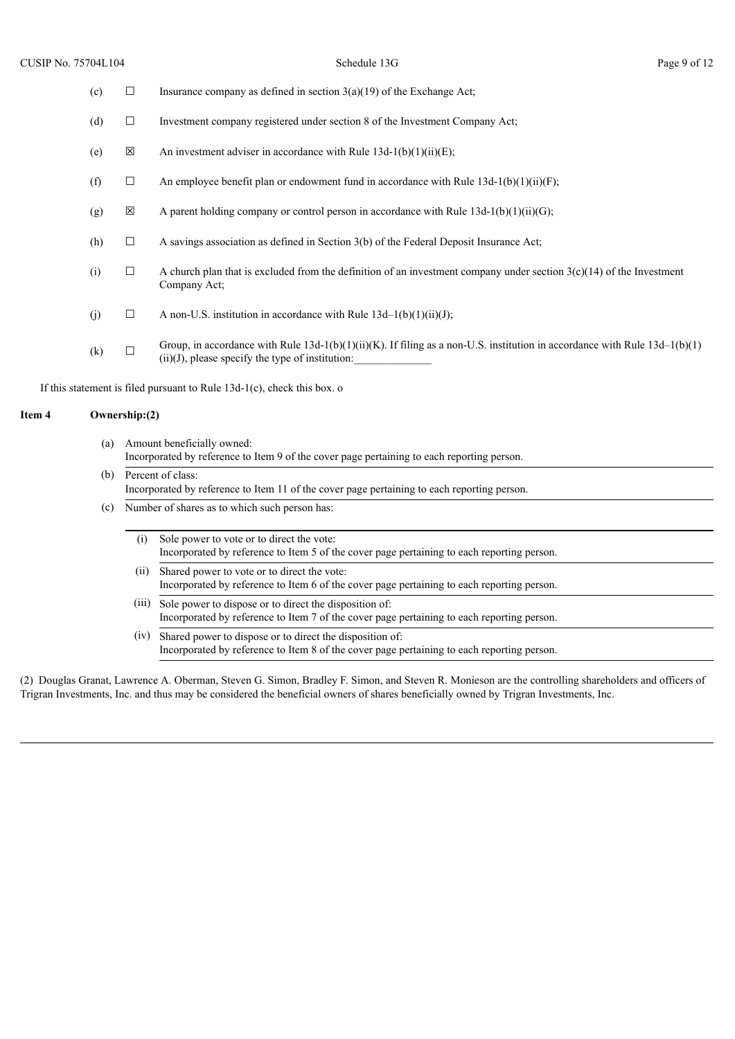| | | |
|---|---|---|
| (c) | ☐ | Insurance company as defined in section 3(a)(19) of the Exchange Act; |
| (d) | ☐ | Investment company registered under section 8 of the Investment Company Act; |
| (e) | ☒ | An investment adviser in accordance with Rule 13d-1(b)(1)(ii)(E); |
| (f) | ☐ | An employee benefit plan or endowment fund in accordance with Rule 13d-1(b)(1)(ii)(F); |
| (g) | ☒ | A parent holding company or control person in accordance with Rule 13d-1(b)(1)(ii)(G); |
| (h) | ☐ | A savings association as defined in Section 3(b) of the Federal Deposit Insurance Act; |
| (i) | ☐ | A church plan that is excluded from the definition of an investment company under section 3(c)(14) of the Investment Company Act; |
| (j) | ☐ | A non-U.S. institution in accordance with Rule 13d–1(b)(1)(ii)(J); |
| (k) | ☐ | Group, in accordance with Rule 13d-1(b)(1)(ii)(K). If filing as a non-U.S. institution in accordance with Rule 13d–1(b)(1)(ii)(J), please specify the type of institution:______________ |

If this statement is filed pursuant to Rule 13d-1(c), check this box. o

**Item 4 Ownership:(2)**

(a) Amount beneficially owned:
Incorporated by reference to Item 9 of the cover page pertaining to each reporting person.

(b) Percent of class:
Incorporated by reference to Item 11 of the cover page pertaining to each reporting person.

(c) Number of shares as to which such person has:

(i) Sole power to vote or to direct the vote:
Incorporated by reference to Item 5 of the cover page pertaining to each reporting person.

(ii) Shared power to vote or to direct the vote:
Incorporated by reference to Item 6 of the cover page pertaining to each reporting person.

(iii) Sole power to dispose or to direct the disposition of:
Incorporated by reference to Item 7 of the cover page pertaining to each reporting person.

(iv) Shared power to dispose or to direct the disposition of:
Incorporated by reference to Item 8 of the cover page pertaining to each reporting person.

(2) Douglas Granat, Lawrence A. Oberman, Steven G. Simon, Bradley F. Simon, and Steven R. Monieson are the controlling shareholders and officers of Trigran Investments, Inc. and thus may be considered the beneficial owners of shares beneficially owned by Trigran Investments, Inc.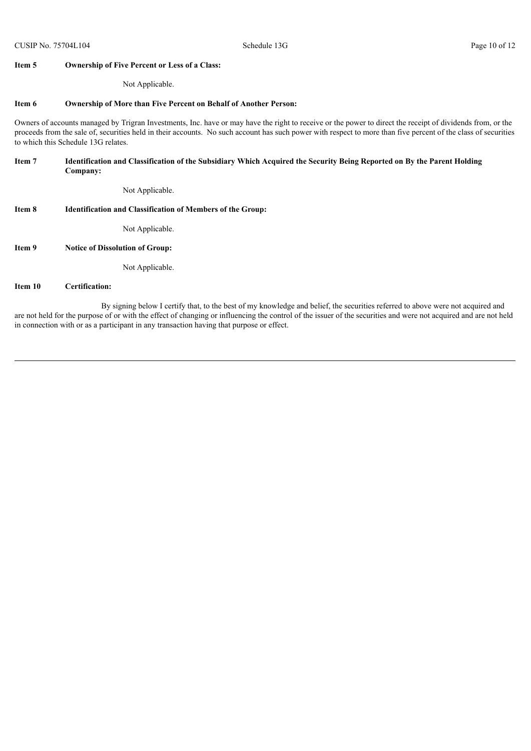**Item 5 Ownership of Five Percent or Less of a Class:**

Not Applicable.

**Item 6 Ownership of More than Five Percent on Behalf of Another Person:**

Owners of accounts managed by Trigran Investments, Inc. have or may have the right to receive or the power to direct the receipt of dividends from, or the proceeds from the sale of, securities held in their accounts. No such account has such power with respect to more than five percent of the class of securities to which this Schedule 13G relates.

**Item 7 Identification and Classification of the Subsidiary Which Acquired the Security Being Reported on By the Parent Holding Company:**

Not Applicable.

**Item 8 Identification and Classification of Members of the Group:**

Not Applicable.

**Item 9 Notice of Dissolution of Group:**

Not Applicable.

**Item 10 Certification:**

By signing below I certify that, to the best of my knowledge and belief, the securities referred to above were not acquired and are not held for the purpose of or with the effect of changing or influencing the control of the issuer of the securities and were not acquired and are not held in connection with or as a participant in any transaction having that purpose or effect.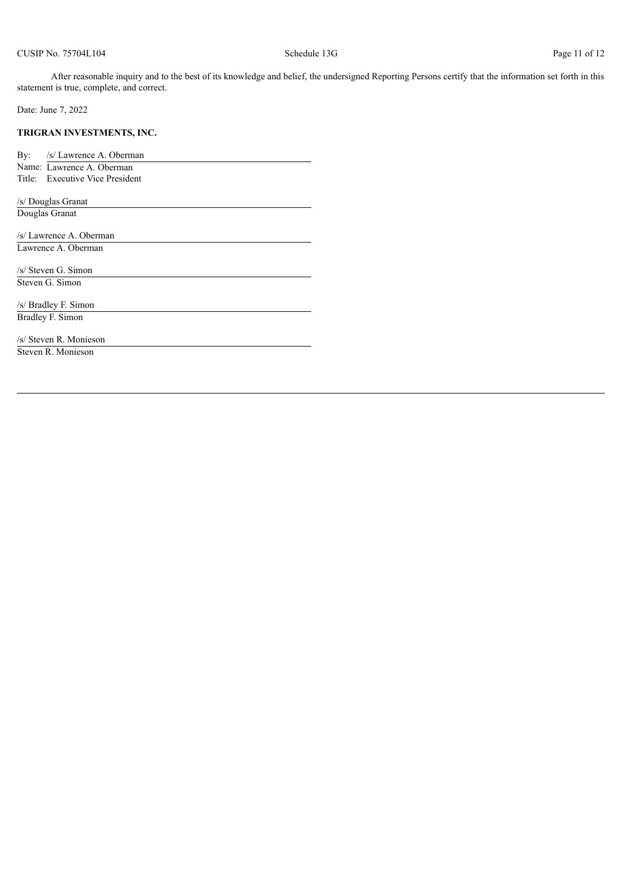After reasonable inquiry and to the best of its knowledge and belief, the undersigned Reporting Persons certify that the information set forth in this statement is true, complete, and correct.

Date: June 7, 2022

**TRIGRAN INVESTMENTS, INC.**

By: /s/ Lawrence A. Oberman
Name: Lawrence A. Oberman
Title: Executive Vice President

/s/ Douglas Granat
Douglas Granat

/s/ Lawrence A. Oberman
Lawrence A. Oberman

/s/ Steven G. Simon
Steven G. Simon

/s/ Bradley F. Simon
Bradley F. Simon

/s/ Steven R. Monieson
Steven R. Monieson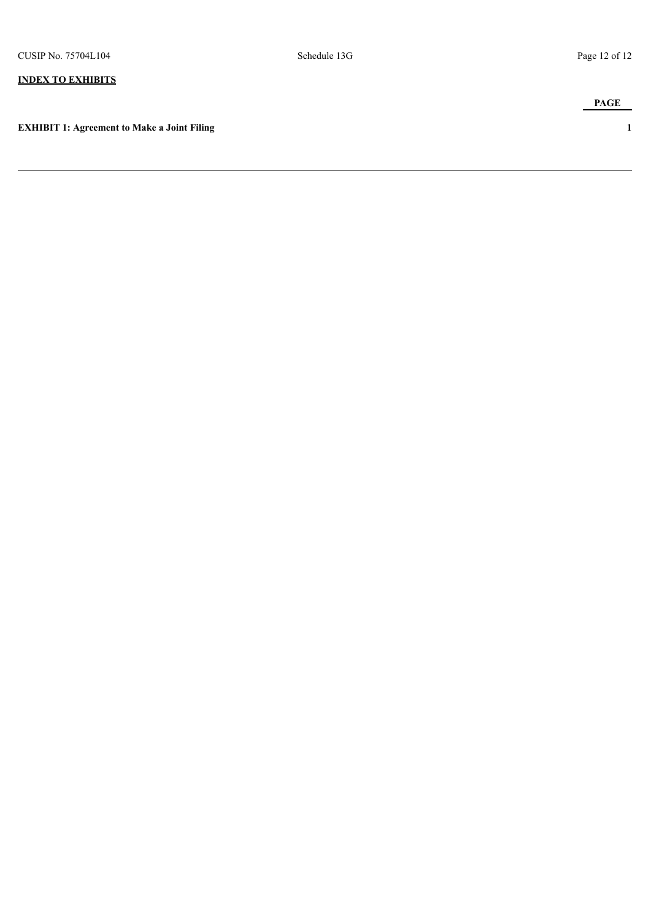**INDEX TO EXHIBITS**

| | PAGE |
|---|---|
| **EXHIBIT 1: Agreement to Make a Joint Filing** | **1** |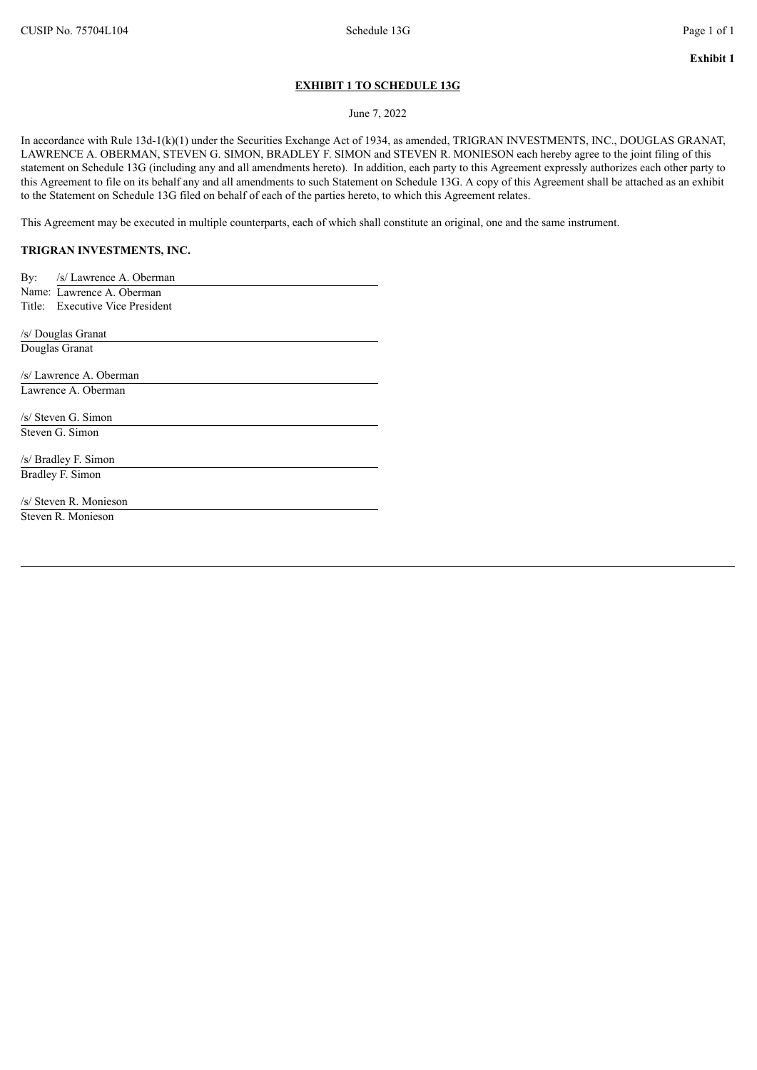**Exhibit 1**

**EXHIBIT 1 TO SCHEDULE 13G**

June 7, 2022

In accordance with Rule 13d-1(k)(1) under the Securities Exchange Act of 1934, as amended, TRIGRAN INVESTMENTS, INC., DOUGLAS GRANAT, LAWRENCE A. OBERMAN, STEVEN G. SIMON, BRADLEY F. SIMON and STEVEN R. MONIESON each hereby agree to the joint filing of this statement on Schedule 13G (including any and all amendments hereto). In addition, each party to this Agreement expressly authorizes each other party to this Agreement to file on its behalf any and all amendments to such Statement on Schedule 13G. A copy of this Agreement shall be attached as an exhibit to the Statement on Schedule 13G filed on behalf of each of the parties hereto, to which this Agreement relates.

This Agreement may be executed in multiple counterparts, each of which shall constitute an original, one and the same instrument.

**TRIGRAN INVESTMENTS, INC.**

By: /s/ Lawrence A. Oberman
Name: Lawrence A. Oberman
Title: Executive Vice President

/s/ Douglas Granat
Douglas Granat

/s/ Lawrence A. Oberman
Lawrence A. Oberman

/s/ Steven G. Simon
Steven G. Simon

/s/ Bradley F. Simon
Bradley F. Simon

/s/ Steven R. Monieson
Steven R. Monieson